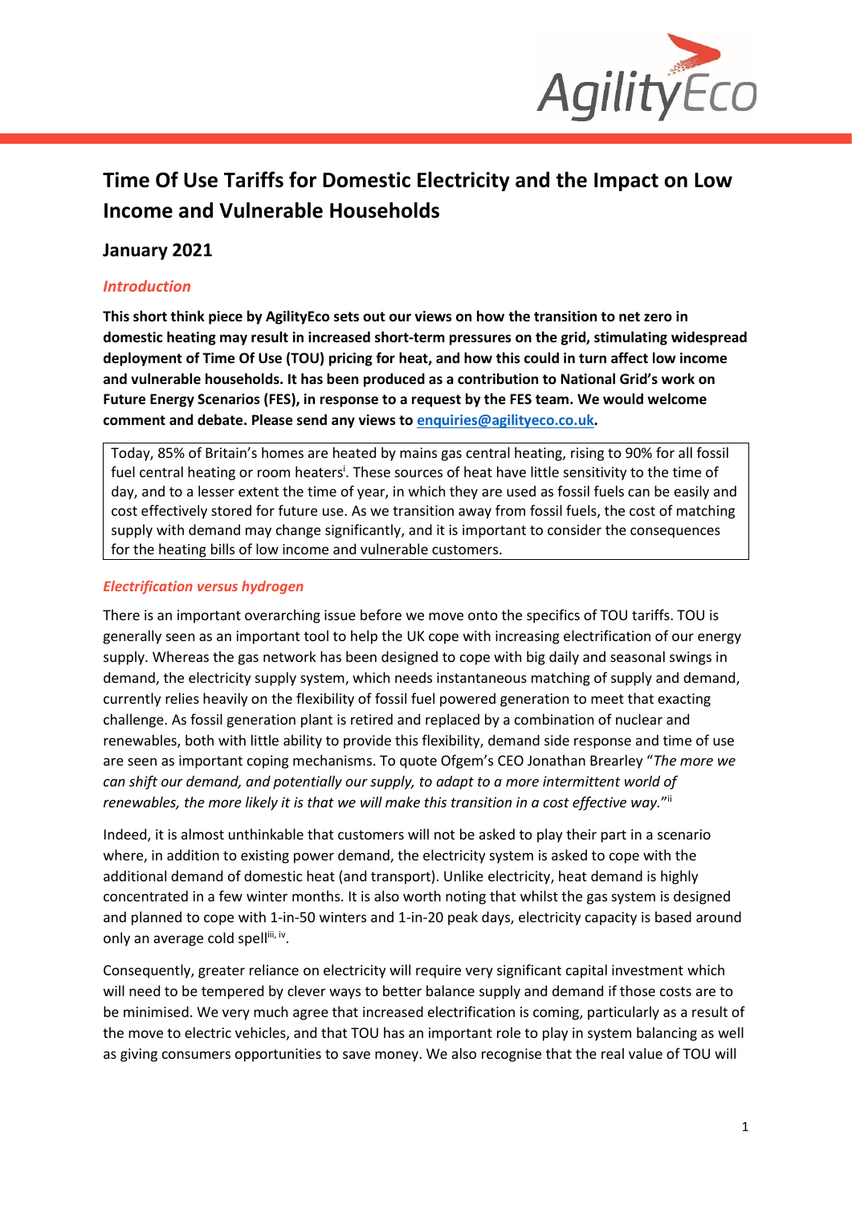# Time Of Use Tariffs for Domestic Electricity and the Impact on Low Income and Vulnerable Households

## January 2021

### *Introduction*

**This short think piece by AgilityEco sets out our views on how the transition to net zero in domestic heating may result in increased short-term pressures on the grid, stimulating widespread deployment of Time Of Use (TOU) pricing for heat, and how this could in turn affect low income and vulnerable households. It has been produced as a contribution to National Grid's work on Future Energy Scenarios (FES), in response to a request by the FES team. We would welcome comment and debate. Please send any views to [enquiries@agilityeco.co.uk](mailto:enquiries@agilityeco.co.uk).**

> Today, 85% of Britain's homes are heated by mains gas central heating, rising to 90% for all fossil fuel central heating or room heaters[i]. These sources of heat have little sensitivity to the time of day, and to a lesser extent the time of year, in which they are used as fossil fuels can be easily and cost effectively stored for future use. As we transition away from fossil fuels, the cost of matching supply with demand may change significantly, and it is important to consider the consequences for the heating bills of low income and vulnerable customers.

### *Electrification versus hydrogen*

There is an important overarching issue before we move onto the specifics of TOU tariffs. TOU is generally seen as an important tool to help the UK cope with increasing electrification of our energy supply. Whereas the gas network has been designed to cope with big daily and seasonal swings in demand, the electricity supply system, which needs instantaneous matching of supply and demand, currently relies heavily on the flexibility of fossil fuel powered generation to meet that exacting challenge. As fossil generation plant is retired and replaced by a combination of nuclear and renewables, both with little ability to provide this flexibility, demand side response and time of use are seen as important coping mechanisms. To quote Ofgem's CEO Jonathan Brearley "*The more we can shift our demand, and potentially our supply, to adapt to a more intermittent world of renewables, the more likely it is that we will make this transition in a cost effective way.*"[ii]

Indeed, it is almost unthinkable that customers will not be asked to play their part in a scenario where, in addition to existing power demand, the electricity system is asked to cope with the additional demand of domestic heat (and transport). Unlike electricity, heat demand is highly concentrated in a few winter months. It is also worth noting that whilst the gas system is designed and planned to cope with 1-in-50 winters and 1-in-20 peak days, electricity capacity is based around only an average cold spell[iii, iv].

Consequently, greater reliance on electricity will require very significant capital investment which will need to be tempered by clever ways to better balance supply and demand if those costs are to be minimised. We very much agree that increased electrification is coming, particularly as a result of the move to electric vehicles, and that TOU has an important role to play in system balancing as well as giving consumers opportunities to save money. We also recognise that the real value of TOU will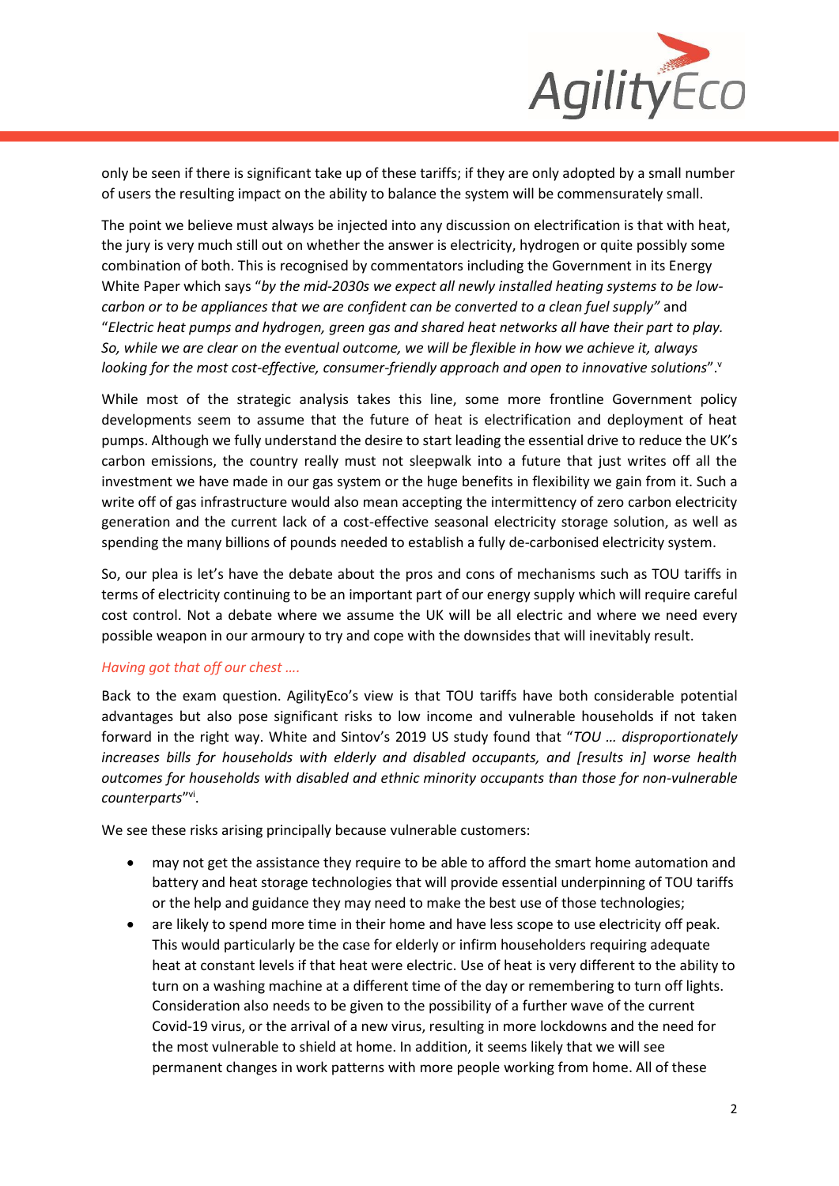only be seen if there is significant take up of these tariffs; if they are only adopted by a small number of users the resulting impact on the ability to balance the system will be commensurately small.

The point we believe must always be injected into any discussion on electrification is that with heat, the jury is very much still out on whether the answer is electricity, hydrogen or quite possibly some combination of both. This is recognised by commentators including the Government in its Energy White Paper which says "*by the mid-2030s we expect all newly installed heating systems to be low-carbon or to be appliances that we are confident can be converted to a clean fuel supply*" and "*Electric heat pumps and hydrogen, green gas and shared heat networks all have their part to play. So, while we are clear on the eventual outcome, we will be flexible in how we achieve it, always looking for the most cost-effective, consumer-friendly approach and open to innovative solutions*".[v]

While most of the strategic analysis takes this line, some more frontline Government policy developments seem to assume that the future of heat is electrification and deployment of heat pumps. Although we fully understand the desire to start leading the essential drive to reduce the UK's carbon emissions, the country really must not sleepwalk into a future that just writes off all the investment we have made in our gas system or the huge benefits in flexibility we gain from it. Such a write off of gas infrastructure would also mean accepting the intermittency of zero carbon electricity generation and the current lack of a cost-effective seasonal electricity storage solution, as well as spending the many billions of pounds needed to establish a fully de-carbonised electricity system.

So, our plea is let's have the debate about the pros and cons of mechanisms such as TOU tariffs in terms of electricity continuing to be an important part of our energy supply which will require careful cost control. Not a debate where we assume the UK will be all electric and where we need every possible weapon in our armoury to try and cope with the downsides that will inevitably result.

*Having got that off our chest ….*

Back to the exam question. AgilityEco's view is that TOU tariffs have both considerable potential advantages but also pose significant risks to low income and vulnerable households if not taken forward in the right way. White and Sintov's 2019 US study found that "*TOU … disproportionately increases bills for households with elderly and disabled occupants, and [results in] worse health outcomes for households with disabled and ethnic minority occupants than those for non-vulnerable counterparts*"[vi].

We see these risks arising principally because vulnerable customers:

- may not get the assistance they require to be able to afford the smart home automation and battery and heat storage technologies that will provide essential underpinning of TOU tariffs or the help and guidance they may need to make the best use of those technologies;
- are likely to spend more time in their home and have less scope to use electricity off peak. This would particularly be the case for elderly or infirm householders requiring adequate heat at constant levels if that heat were electric. Use of heat is very different to the ability to turn on a washing machine at a different time of the day or remembering to turn off lights. Consideration also needs to be given to the possibility of a further wave of the current Covid-19 virus, or the arrival of a new virus, resulting in more lockdowns and the need for the most vulnerable to shield at home. In addition, it seems likely that we will see permanent changes in work patterns with more people working from home. All of these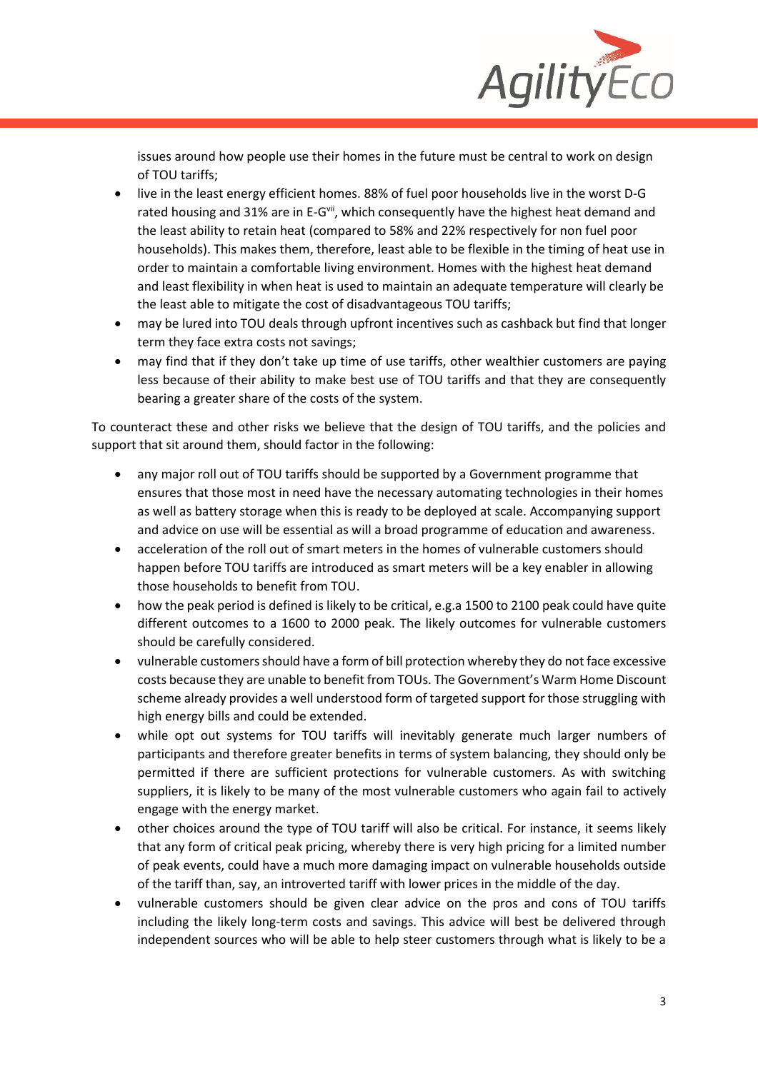issues around how people use their homes in the future must be central to work on design of TOU tariffs;

- live in the least energy efficient homes. 88% of fuel poor households live in the worst D-G rated housing and 31% are in E-G[vii], which consequently have the highest heat demand and the least ability to retain heat (compared to 58% and 22% respectively for non fuel poor households). This makes them, therefore, least able to be flexible in the timing of heat use in order to maintain a comfortable living environment. Homes with the highest heat demand and least flexibility in when heat is used to maintain an adequate temperature will clearly be the least able to mitigate the cost of disadvantageous TOU tariffs;
- may be lured into TOU deals through upfront incentives such as cashback but find that longer term they face extra costs not savings;
- may find that if they don't take up time of use tariffs, other wealthier customers are paying less because of their ability to make best use of TOU tariffs and that they are consequently bearing a greater share of the costs of the system.

To counteract these and other risks we believe that the design of TOU tariffs, and the policies and support that sit around them, should factor in the following:

- any major roll out of TOU tariffs should be supported by a Government programme that ensures that those most in need have the necessary automating technologies in their homes as well as battery storage when this is ready to be deployed at scale. Accompanying support and advice on use will be essential as will a broad programme of education and awareness.
- acceleration of the roll out of smart meters in the homes of vulnerable customers should happen before TOU tariffs are introduced as smart meters will be a key enabler in allowing those households to benefit from TOU.
- how the peak period is defined is likely to be critical, e.g.a 1500 to 2100 peak could have quite different outcomes to a 1600 to 2000 peak. The likely outcomes for vulnerable customers should be carefully considered.
- vulnerable customers should have a form of bill protection whereby they do not face excessive costs because they are unable to benefit from TOUs. The Government's Warm Home Discount scheme already provides a well understood form of targeted support for those struggling with high energy bills and could be extended.
- while opt out systems for TOU tariffs will inevitably generate much larger numbers of participants and therefore greater benefits in terms of system balancing, they should only be permitted if there are sufficient protections for vulnerable customers. As with switching suppliers, it is likely to be many of the most vulnerable customers who again fail to actively engage with the energy market.
- other choices around the type of TOU tariff will also be critical. For instance, it seems likely that any form of critical peak pricing, whereby there is very high pricing for a limited number of peak events, could have a much more damaging impact on vulnerable households outside of the tariff than, say, an introverted tariff with lower prices in the middle of the day.
- vulnerable customers should be given clear advice on the pros and cons of TOU tariffs including the likely long-term costs and savings. This advice will best be delivered through independent sources who will be able to help steer customers through what is likely to be a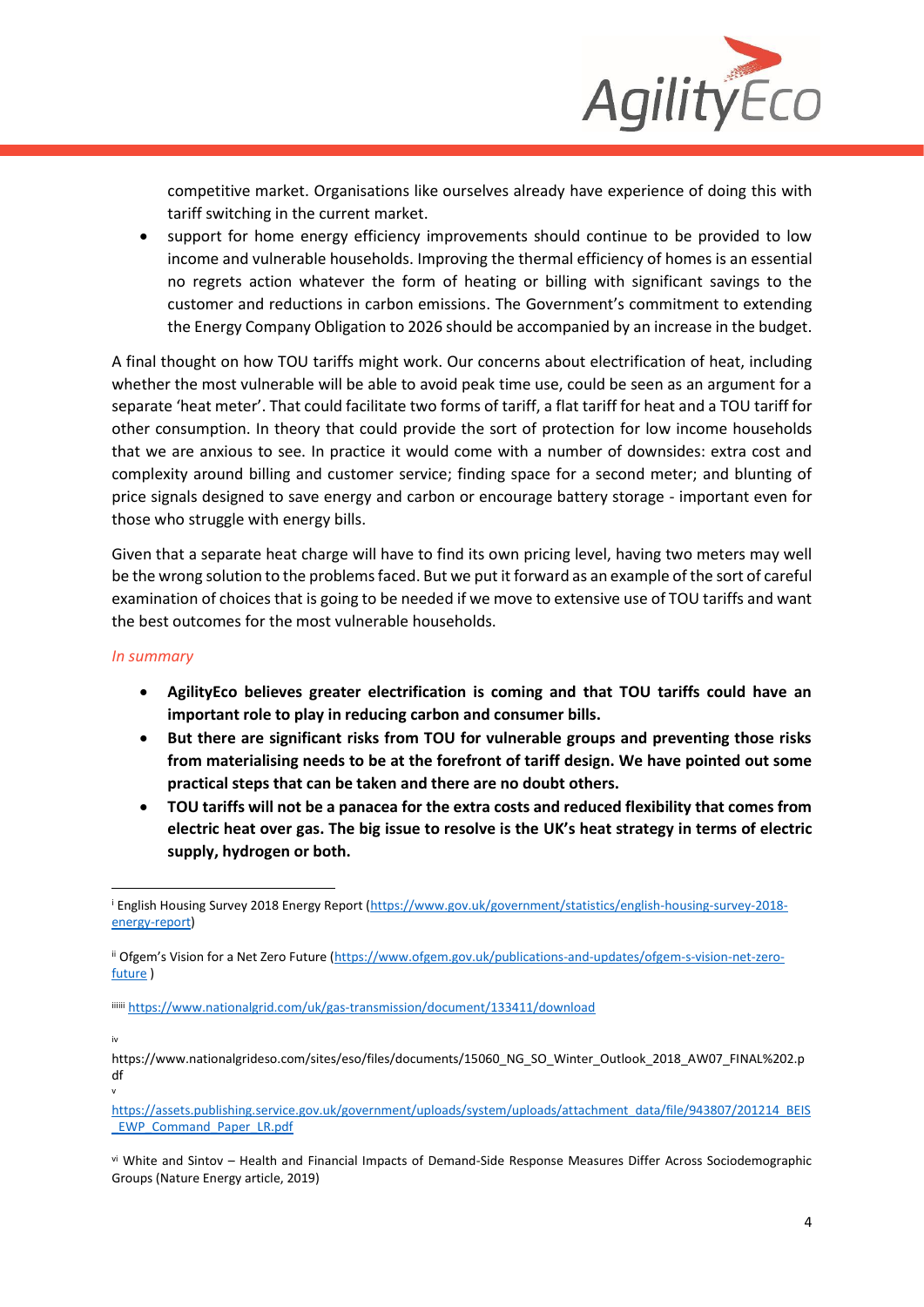competitive market. Organisations like ourselves already have experience of doing this with tariff switching in the current market.

- support for home energy efficiency improvements should continue to be provided to low income and vulnerable households. Improving the thermal efficiency of homes is an essential no regrets action whatever the form of heating or billing with significant savings to the customer and reductions in carbon emissions. The Government's commitment to extending the Energy Company Obligation to 2026 should be accompanied by an increase in the budget.

A final thought on how TOU tariffs might work. Our concerns about electrification of heat, including whether the most vulnerable will be able to avoid peak time use, could be seen as an argument for a separate 'heat meter'. That could facilitate two forms of tariff, a flat tariff for heat and a TOU tariff for other consumption. In theory that could provide the sort of protection for low income households that we are anxious to see. In practice it would come with a number of downsides: extra cost and complexity around billing and customer service; finding space for a second meter; and blunting of price signals designed to save energy and carbon or encourage battery storage - important even for those who struggle with energy bills.

Given that a separate heat charge will have to find its own pricing level, having two meters may well be the wrong solution to the problems faced. But we put it forward as an example of the sort of careful examination of choices that is going to be needed if we move to extensive use of TOU tariffs and want the best outcomes for the most vulnerable households.

*In summary*

- **AgilityEco believes greater electrification is coming and that TOU tariffs could have an important role to play in reducing carbon and consumer bills.**
- **But there are significant risks from TOU for vulnerable groups and preventing those risks from materialising needs to be at the forefront of tariff design. We have pointed out some practical steps that can be taken and there are no doubt others.**
- **TOU tariffs will not be a panacea for the extra costs and reduced flexibility that comes from electric heat over gas. The big issue to resolve is the UK's heat strategy in terms of electric supply, hydrogen or both.**

---

[i] English Housing Survey 2018 Energy Report (https://www.gov.uk/government/statistics/english-housing-survey-2018-energy-report)

[ii] Ofgem's Vision for a Net Zero Future (https://www.ofgem.gov.uk/publications-and-updates/ofgem-s-vision-net-zero-future )

[iii] https://www.nationalgrid.com/uk/gas-transmission/document/133411/download

[iv] https://www.nationalgrideso.com/sites/eso/files/documents/15060_NG_SO_Winter_Outlook_2018_AW07_FINAL%202.pdf

[v] https://assets.publishing.service.gov.uk/government/uploads/system/uploads/attachment_data/file/943807/201214_BEIS_EWP_Command_Paper_LR.pdf

[vi] White and Sintov – Health and Financial Impacts of Demand-Side Response Measures Differ Across Sociodemographic Groups (Nature Energy article, 2019)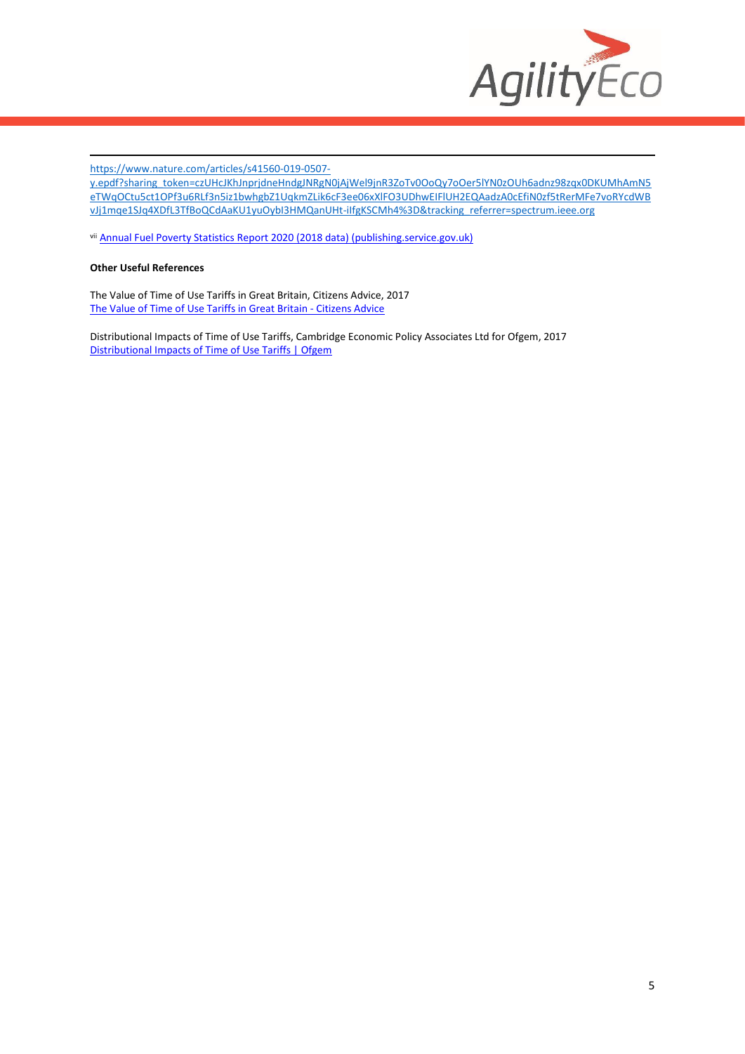https://www.nature.com/articles/s41560-019-0507-y.epdf?sharing_token=czUHcJKhJnprjdneHndgJNRgN0jAjWel9jnR3ZoTv0OoQy7oOer5lYN0zOUh6adnz98zqx0DKUMhAmN5eTWqOCtu5ct1OPf3u6RLf3n5iz1bwhgbZ1UqkmZLik6cF3ee06xXlFO3UDhwEIFlUH2EQAadzA0cEfiN0zf5tRerMFe7voRYcdWBvJj1mqe1SJq4XDfL3TfBoQCdAaKU1yuOybI3HMQanUHt-ilfgKSCMh4%3D&tracking_referrer=spectrum.ieee.org

[vii] Annual Fuel Poverty Statistics Report 2020 (2018 data) (publishing.service.gov.uk)

**Other Useful References**

The Value of Time of Use Tariffs in Great Britain, Citizens Advice, 2017
The Value of Time of Use Tariffs in Great Britain - Citizens Advice

Distributional Impacts of Time of Use Tariffs, Cambridge Economic Policy Associates Ltd for Ofgem, 2017
Distributional Impacts of Time of Use Tariffs | Ofgem